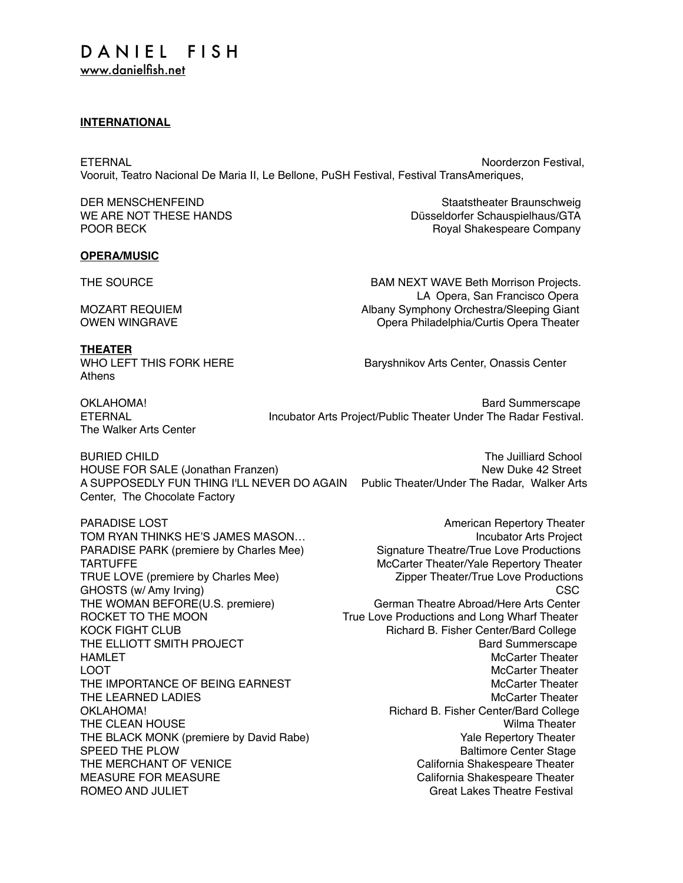# D A N I E L  F I S H

www.danielfish.net

**INTERNATIONAL**

ETERNAL — Noorderzon Festival, Vooruit, Teatro Nacional De Maria II, Le Bellone, PuSH Festival, Festival TransAmeriques,

DER MENSCHENFEIND — Staatstheater Braunschweig
WE ARE NOT THESE HANDS — Düsseldorfer Schauspielhaus/GTA
POOR BECK — Royal Shakespeare Company

**OPERA/MUSIC**

THE SOURCE — BAM NEXT WAVE Beth Morrison Projects. LA Opera, San Francisco Opera
MOZART REQUIEM — Albany Symphony Orchestra/Sleeping Giant
OWEN WINGRAVE — Opera Philadelphia/Curtis Opera Theater

**THEATER**

WHO LEFT THIS FORK HERE — Baryshnikov Arts Center, Onassis Center Athens

OKLAHOMA! — Bard Summerscape
ETERNAL — Incubator Arts Project/Public Theater Under The Radar Festival. The Walker Arts Center

BURIED CHILD — The Juilliard School
HOUSE FOR SALE (Jonathan Franzen) — New Duke 42 Street
A SUPPOSEDLY FUN THING I'LL NEVER DO AGAIN — Public Theater/Under The Radar, Walker Arts Center, The Chocolate Factory

PARADISE LOST — American Repertory Theater
TOM RYAN THINKS HE'S JAMES MASON… — Incubator Arts Project
PARADISE PARK (premiere by Charles Mee) — Signature Theatre/True Love Productions
TARTUFFE — McCarter Theater/Yale Repertory Theater
TRUE LOVE (premiere by Charles Mee) — Zipper Theater/True Love Productions
GHOSTS (w/ Amy Irving) — CSC
THE WOMAN BEFORE(U.S. premiere) — German Theatre Abroad/Here Arts Center
ROCKET TO THE MOON — True Love Productions and Long Wharf Theater
KOCK FIGHT CLUB — Richard B. Fisher Center/Bard College
THE ELLIOTT SMITH PROJECT — Bard Summerscape
HAMLET — McCarter Theater
LOOT — McCarter Theater
THE IMPORTANCE OF BEING EARNEST — McCarter Theater
THE LEARNED LADIES — McCarter Theater
OKLAHOMA! — Richard B. Fisher Center/Bard College
THE CLEAN HOUSE — Wilma Theater
THE BLACK MONK (premiere by David Rabe) — Yale Repertory Theater
SPEED THE PLOW — Baltimore Center Stage
THE MERCHANT OF VENICE — California Shakespeare Theater
MEASURE FOR MEASURE — California Shakespeare Theater
ROMEO AND JULIET — Great Lakes Theatre Festival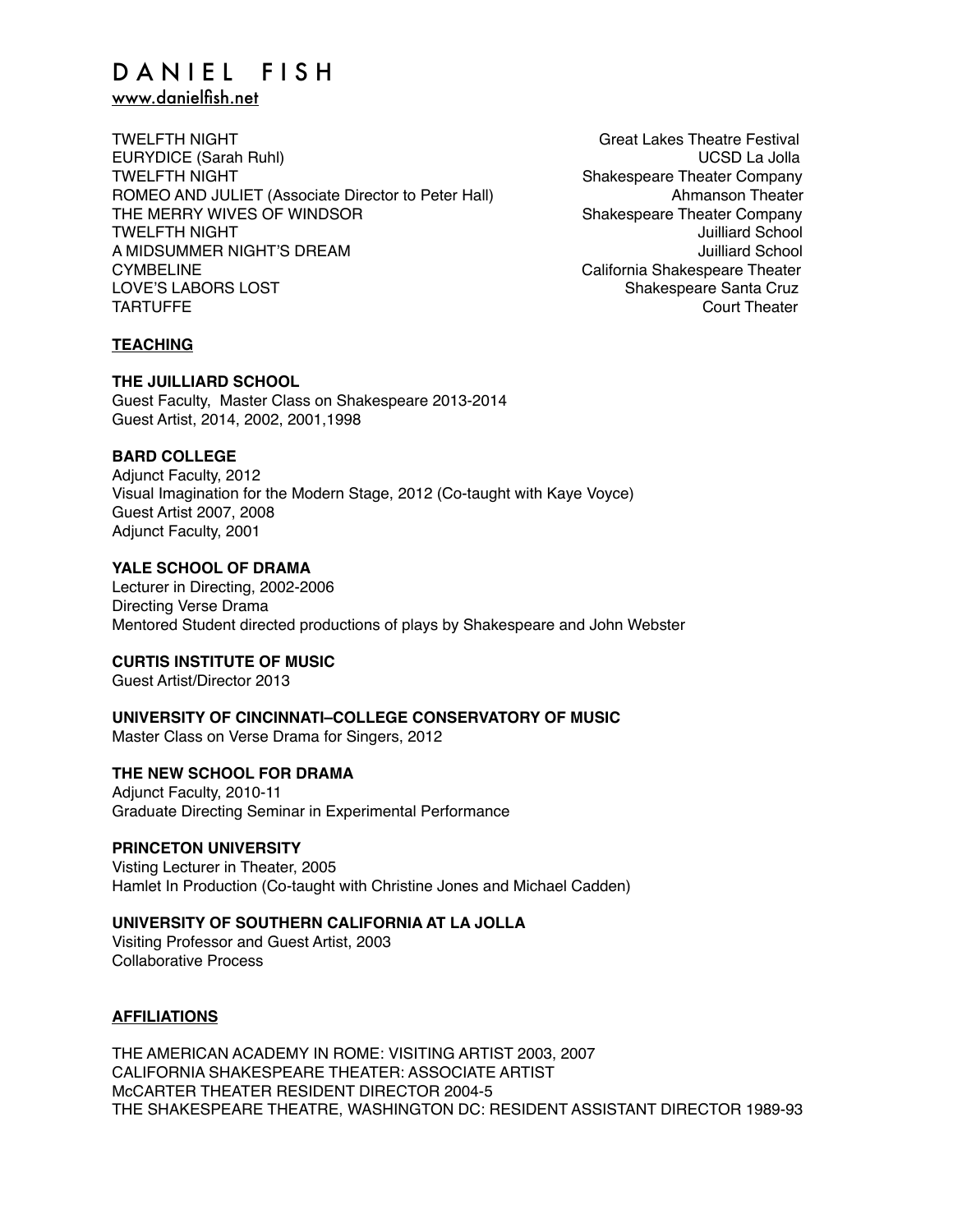# DANIEL FISH

www.danielfish.net

| | |
|---|---|
| TWELFTH NIGHT | Great Lakes Theatre Festival |
| EURYDICE (Sarah Ruhl) | UCSD La Jolla |
| TWELFTH NIGHT | Shakespeare Theater Company |
| ROMEO AND JULIET (Associate Director to Peter Hall) | Ahmanson Theater |
| THE MERRY WIVES OF WINDSOR | Shakespeare Theater Company |
| TWELFTH NIGHT | Juilliard School |
| A MIDSUMMER NIGHT'S DREAM | Juilliard School |
| CYMBELINE | California Shakespeare Theater |
| LOVE'S LABORS LOST | Shakespeare Santa Cruz |
| TARTUFFE | Court Theater |

## TEACHING

**THE JUILLIARD SCHOOL**
Guest Faculty, Master Class on Shakespeare 2013-2014
Guest Artist, 2014, 2002, 2001,1998

**BARD COLLEGE**
Adjunct Faculty, 2012
Visual Imagination for the Modern Stage, 2012 (Co-taught with Kaye Voyce)
Guest Artist 2007, 2008
Adjunct Faculty, 2001

**YALE SCHOOL OF DRAMA**
Lecturer in Directing, 2002-2006
Directing Verse Drama
Mentored Student directed productions of plays by Shakespeare and John Webster

**CURTIS INSTITUTE OF MUSIC**
Guest Artist/Director 2013

**UNIVERSITY OF CINCINNATI–COLLEGE CONSERVATORY OF MUSIC**
Master Class on Verse Drama for Singers, 2012

**THE NEW SCHOOL FOR DRAMA**
Adjunct Faculty, 2010-11
Graduate Directing Seminar in Experimental Performance

**PRINCETON UNIVERSITY**
Visting Lecturer in Theater, 2005
Hamlet In Production (Co-taught with Christine Jones and Michael Cadden)

**UNIVERSITY OF SOUTHERN CALIFORNIA AT LA JOLLA**
Visiting Professor and Guest Artist, 2003
Collaborative Process

## AFFILIATIONS

THE AMERICAN ACADEMY IN ROME: VISITING ARTIST 2003, 2007
CALIFORNIA SHAKESPEARE THEATER: ASSOCIATE ARTIST
McCARTER THEATER RESIDENT DIRECTOR 2004-5
THE SHAKESPEARE THEATRE, WASHINGTON DC: RESIDENT ASSISTANT DIRECTOR 1989-93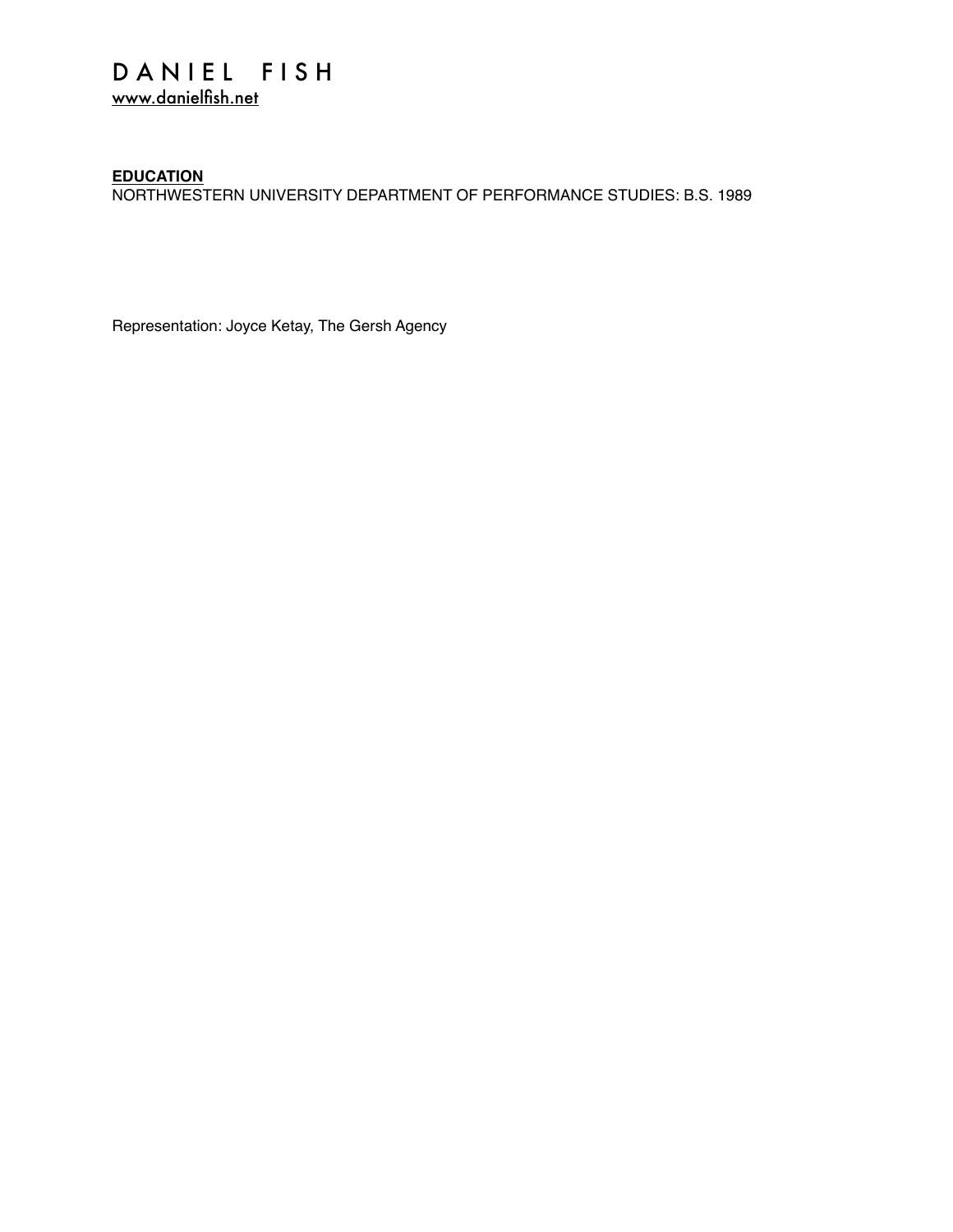# DANIEL FISH

www.danielfish.net

**EDUCATION**

NORTHWESTERN UNIVERSITY DEPARTMENT OF PERFORMANCE STUDIES: B.S. 1989

Representation: Joyce Ketay, The Gersh Agency